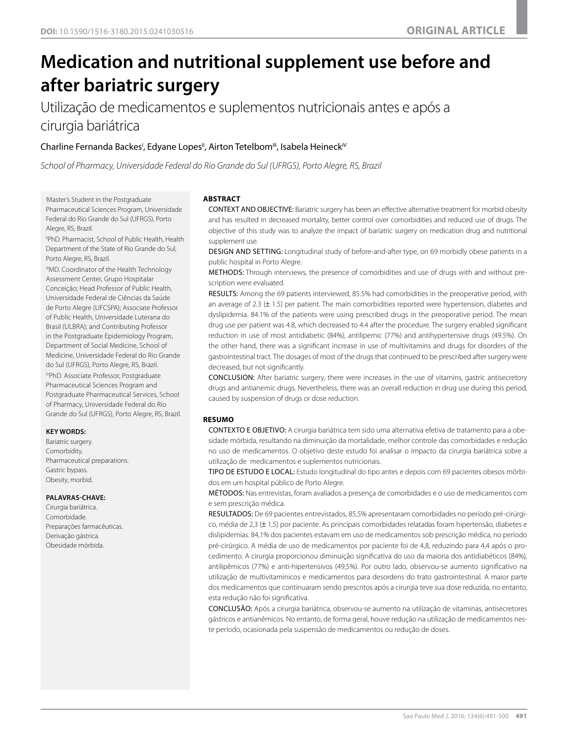DOI: 10.1590/1516-3180.2015.0241030516

**ORIGINAL ARTICLE**

# Medication and nutritional supplement use before and after bariatric surgery

## Utilização de medicamentos e suplementos nutricionais antes e após a cirurgia bariátrica

Charline Fernanda Backes[I], Edyane Lopes[II], Airton Tetelbom[III], Isabela Heineck[IV]

*School of Pharmacy, Universidade Federal do Rio Grande do Sul (UFRGS), Porto Alegre, RS, Brazil*

[I]Master's Student in the Postgraduate Pharmaceutical Sciences Program, Universidade Federal do Rio Grande do Sul (UFRGS), Porto Alegre, RS, Brazil.

[II]PhD. Pharmacist, School of Public Health, Health Department of the State of Rio Grande do Sul, Porto Alegre, RS, Brazil.

[III]MD. Coordinator of the Health Technology Assessment Center, Grupo Hospitalar Conceição; Head Professor of Public Health, Universidade Federal de Ciências da Saúde de Porto Alegre (UFCSPA); Associate Professor of Public Health, Universidade Luterana do Brasil (ULBRA); and Contributing Professor in the Postgraduate Epidemiology Program, Department of Social Medicine, School of Medicine, Universidade Federal do Rio Grande do Sul (UFRGS), Porto Alegre, RS, Brazil.

[IV]PhD. Associate Professor, Postgraduate Pharmaceutical Sciences Program and Postgraduate Pharmaceutical Services, School of Pharmacy, Universidade Federal do Rio Grande do Sul (UFRGS), Porto Alegre, RS, Brazil.

**KEY WORDS:**
Bariatric surgery.
Comorbidity.
Pharmaceutical preparations.
Gastric bypass.
Obesity, morbid.

**PALAVRAS-CHAVE:**
Cirurgia bariátrica.
Comorbidade.
Preparações farmacêuticas.
Derivação gástrica.
Obesidade mórbida.

### ABSTRACT

CONTEXT AND OBJECTIVE: Bariatric surgery has been an effective alternative treatment for morbid obesity and has resulted in decreased mortality, better control over comorbidities and reduced use of drugs. The objective of this study was to analyze the impact of bariatric surgery on medication drug and nutritional supplement use.

DESIGN AND SETTING: Longitudinal study of before-and-after type, on 69 morbidly obese patients in a public hospital in Porto Alegre.

METHODS: Through interviews, the presence of comorbidities and use of drugs with and without prescription were evaluated.

RESULTS: Among the 69 patients interviewed, 85.5% had comorbidities in the preoperative period, with an average of 2.3 (± 1.5) per patient. The main comorbidities reported were hypertension, diabetes and dyslipidemia. 84.1% of the patients were using prescribed drugs in the preoperative period. The mean drug use per patient was 4.8, which decreased to 4.4 after the procedure. The surgery enabled significant reduction in use of most antidiabetic (84%), antilipemic (77%) and antihypertensive drugs (49.5%). On the other hand, there was a significant increase in use of multivitamins and drugs for disorders of the gastrointestinal tract. The dosages of most of the drugs that continued to be prescribed after surgery were decreased, but not significantly.

CONCLUSION: After bariatric surgery, there were increases in the use of vitamins, gastric antisecretory drugs and antianemic drugs. Nevertheless, there was an overall reduction in drug use during this period, caused by suspension of drugs or dose reduction.

### RESUMO

CONTEXTO E OBJETIVO: A cirurgia bariátrica tem sido uma alternativa efetiva de tratamento para a obesidade mórbida, resultando na diminuição da mortalidade, melhor controle das comorbidades e redução no uso de medicamentos. O objetivo deste estudo foi analisar o impacto da cirurgia bariátrica sobre a utilização de medicamentos e suplementos nutricionais.

TIPO DE ESTUDO E LOCAL: Estudo longitudinal do tipo antes e depois com 69 pacientes obesos mórbidos em um hospital público de Porto Alegre.

MÉTODOS: Nas entrevistas, foram avaliados a presença de comorbidades e o uso de medicamentos com e sem prescrição médica.

RESULTADOS: De 69 pacientes entrevistados, 85,5% apresentaram comorbidades no período pré-cirúrgico, média de 2,3 (± 1,5) por paciente. As principais comorbidades relatadas foram hipertensão, diabetes e dislipidemias. 84,1% dos pacientes estavam em uso de medicamentos sob prescrição médica, no período pré-cirúrgico. A média de uso de medicamentos por paciente foi de 4,8, reduzindo para 4,4 após o procedimento. A cirurgia proporcionou diminuição significativa do uso da maioria dos antidiabéticos (84%), antilipêmicos (77%) e anti-hipertensivos (49,5%). Por outro lado, observou-se aumento significativo na utilização de multivitamínicos e medicamentos para desordens do trato gastrointestinal. A maior parte dos medicamentos que continuaram sendo prescritos após a cirurgia teve sua dose reduzida, no entanto, esta redução não foi significativa.

CONCLUSÃO: Após a cirurgia bariátrica, observou-se aumento na utilização de vitaminas, antisecretores gástricos e antianêmicos. No entanto, de forma geral, houve redução na utilização de medicamentos neste período, ocasionada pela suspensão de medicamentos ou redução de doses.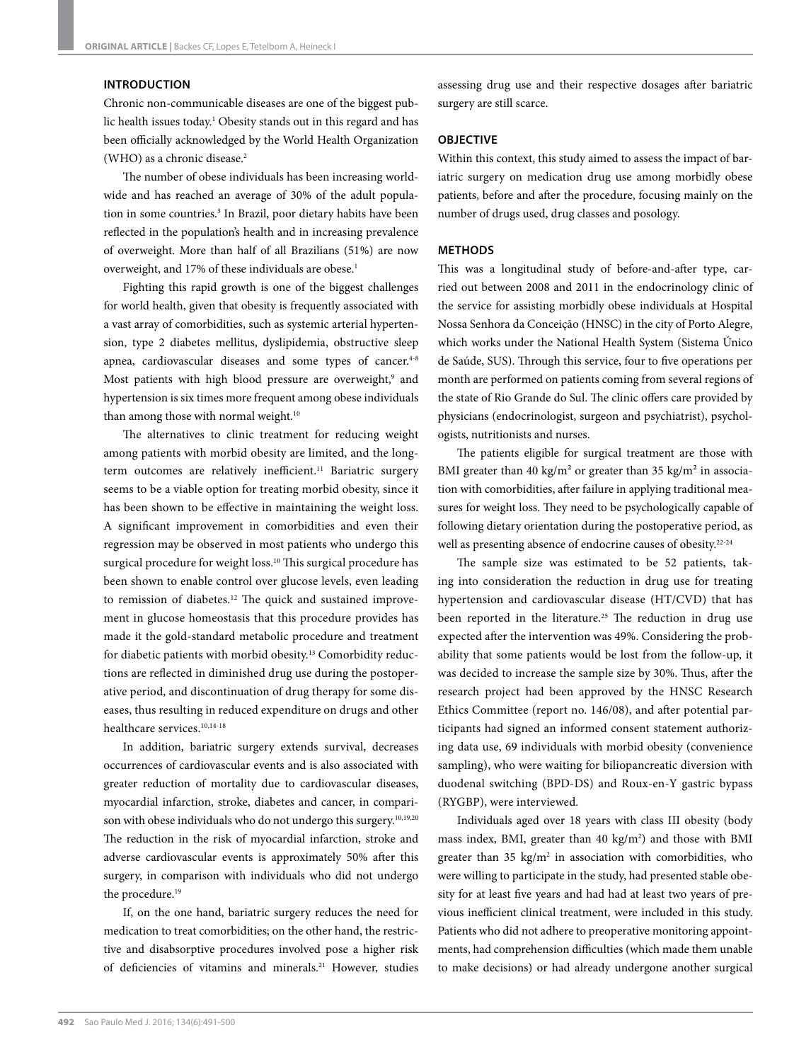## INTRODUCTION

Chronic non-communicable diseases are one of the biggest public health issues today.[1] Obesity stands out in this regard and has been officially acknowledged by the World Health Organization (WHO) as a chronic disease.[2]

The number of obese individuals has been increasing worldwide and has reached an average of 30% of the adult population in some countries.[3] In Brazil, poor dietary habits have been reflected in the population's health and in increasing prevalence of overweight. More than half of all Brazilians (51%) are now overweight, and 17% of these individuals are obese.[1]

Fighting this rapid growth is one of the biggest challenges for world health, given that obesity is frequently associated with a vast array of comorbidities, such as systemic arterial hypertension, type 2 diabetes mellitus, dyslipidemia, obstructive sleep apnea, cardiovascular diseases and some types of cancer.[4-8] Most patients with high blood pressure are overweight,[9] and hypertension is six times more frequent among obese individuals than among those with normal weight.[10]

The alternatives to clinic treatment for reducing weight among patients with morbid obesity are limited, and the long-term outcomes are relatively inefficient.[11] Bariatric surgery seems to be a viable option for treating morbid obesity, since it has been shown to be effective in maintaining the weight loss. A significant improvement in comorbidities and even their regression may be observed in most patients who undergo this surgical procedure for weight loss.[10] This surgical procedure has been shown to enable control over glucose levels, even leading to remission of diabetes.[12] The quick and sustained improvement in glucose homeostasis that this procedure provides has made it the gold-standard metabolic procedure and treatment for diabetic patients with morbid obesity.[13] Comorbidity reductions are reflected in diminished drug use during the postoperative period, and discontinuation of drug therapy for some diseases, thus resulting in reduced expenditure on drugs and other healthcare services.[10,14-18]

In addition, bariatric surgery extends survival, decreases occurrences of cardiovascular events and is also associated with greater reduction of mortality due to cardiovascular diseases, myocardial infarction, stroke, diabetes and cancer, in comparison with obese individuals who do not undergo this surgery.[10,19,20] The reduction in the risk of myocardial infarction, stroke and adverse cardiovascular events is approximately 50% after this surgery, in comparison with individuals who did not undergo the procedure.[19]

If, on the one hand, bariatric surgery reduces the need for medication to treat comorbidities; on the other hand, the restrictive and disabsorptive procedures involved pose a higher risk of deficiencies of vitamins and minerals.[21] However, studies assessing drug use and their respective dosages after bariatric surgery are still scarce.

## OBJECTIVE

Within this context, this study aimed to assess the impact of bariatric surgery on medication drug use among morbidly obese patients, before and after the procedure, focusing mainly on the number of drugs used, drug classes and posology.

## METHODS

This was a longitudinal study of before-and-after type, carried out between 2008 and 2011 in the endocrinology clinic of the service for assisting morbidly obese individuals at Hospital Nossa Senhora da Conceição (HNSC) in the city of Porto Alegre, which works under the National Health System (Sistema Único de Saúde, SUS). Through this service, four to five operations per month are performed on patients coming from several regions of the state of Rio Grande do Sul. The clinic offers care provided by physicians (endocrinologist, surgeon and psychiatrist), psychologists, nutritionists and nurses.

The patients eligible for surgical treatment are those with BMI greater than 40 kg/m² or greater than 35 kg/m² in association with comorbidities, after failure in applying traditional measures for weight loss. They need to be psychologically capable of following dietary orientation during the postoperative period, as well as presenting absence of endocrine causes of obesity.[22-24]

The sample size was estimated to be 52 patients, taking into consideration the reduction in drug use for treating hypertension and cardiovascular disease (HT/CVD) that has been reported in the literature.[25] The reduction in drug use expected after the intervention was 49%. Considering the probability that some patients would be lost from the follow-up, it was decided to increase the sample size by 30%. Thus, after the research project had been approved by the HNSC Research Ethics Committee (report no. 146/08), and after potential participants had signed an informed consent statement authorizing data use, 69 individuals with morbid obesity (convenience sampling), who were waiting for biliopancreatic diversion with duodenal switching (BPD-DS) and Roux-en-Y gastric bypass (RYGBP), were interviewed.

Individuals aged over 18 years with class III obesity (body mass index, BMI, greater than 40 kg/m²) and those with BMI greater than 35 kg/m² in association with comorbidities, who were willing to participate in the study, had presented stable obesity for at least five years and had had at least two years of previous inefficient clinical treatment, were included in this study. Patients who did not adhere to preoperative monitoring appointments, had comprehension difficulties (which made them unable to make decisions) or had already undergone another surgical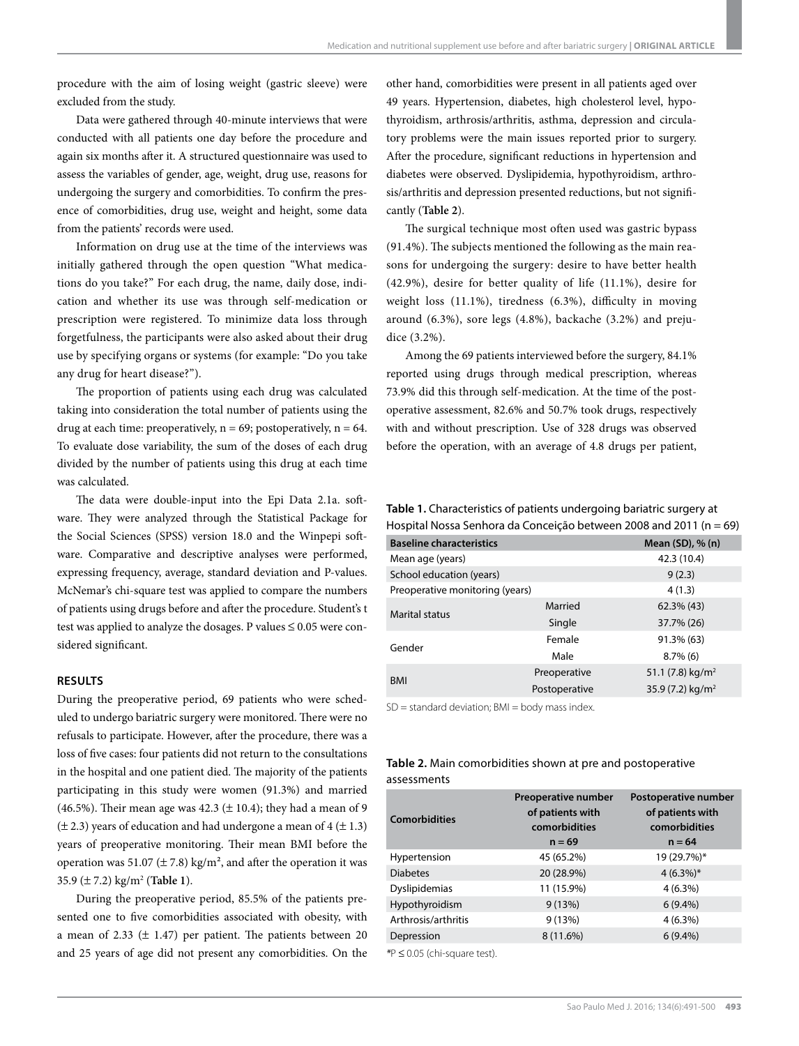procedure with the aim of losing weight (gastric sleeve) were excluded from the study.

Data were gathered through 40-minute interviews that were conducted with all patients one day before the procedure and again six months after it. A structured questionnaire was used to assess the variables of gender, age, weight, drug use, reasons for undergoing the surgery and comorbidities. To confirm the presence of comorbidities, drug use, weight and height, some data from the patients' records were used.

Information on drug use at the time of the interviews was initially gathered through the open question "What medications do you take?" For each drug, the name, daily dose, indication and whether its use was through self-medication or prescription were registered. To minimize data loss through forgetfulness, the participants were also asked about their drug use by specifying organs or systems (for example: "Do you take any drug for heart disease?").

The proportion of patients using each drug was calculated taking into consideration the total number of patients using the drug at each time: preoperatively, n = 69; postoperatively, n = 64. To evaluate dose variability, the sum of the doses of each drug divided by the number of patients using this drug at each time was calculated.

The data were double-input into the Epi Data 2.1a. software. They were analyzed through the Statistical Package for the Social Sciences (SPSS) version 18.0 and the Winpepi software. Comparative and descriptive analyses were performed, expressing frequency, average, standard deviation and P-values. McNemar's chi-square test was applied to compare the numbers of patients using drugs before and after the procedure. Student's t test was applied to analyze the dosages. P values ≤ 0.05 were considered significant.

## RESULTS

During the preoperative period, 69 patients who were scheduled to undergo bariatric surgery were monitored. There were no refusals to participate. However, after the procedure, there was a loss of five cases: four patients did not return to the consultations in the hospital and one patient died. The majority of the patients participating in this study were women (91.3%) and married (46.5%). Their mean age was 42.3 (± 10.4); they had a mean of 9 (± 2.3) years of education and had undergone a mean of 4 (± 1.3) years of preoperative monitoring. Their mean BMI before the operation was 51.07 (± 7.8) kg/m², and after the operation it was 35.9 (± 7.2) kg/m² (**Table 1**).

During the preoperative period, 85.5% of the patients presented one to five comorbidities associated with obesity, with a mean of 2.33 (± 1.47) per patient. The patients between 20 and 25 years of age did not present any comorbidities. On the other hand, comorbidities were present in all patients aged over 49 years. Hypertension, diabetes, high cholesterol level, hypothyroidism, arthrosis/arthritis, asthma, depression and circulatory problems were the main issues reported prior to surgery. After the procedure, significant reductions in hypertension and diabetes were observed. Dyslipidemia, hypothyroidism, arthrosis/arthritis and depression presented reductions, but not significantly (**Table 2**).

The surgical technique most often used was gastric bypass (91.4%). The subjects mentioned the following as the main reasons for undergoing the surgery: desire to have better health (42.9%), desire for better quality of life (11.1%), desire for weight loss (11.1%), tiredness (6.3%), difficulty in moving around (6.3%), sore legs (4.8%), backache (3.2%) and prejudice (3.2%).

Among the 69 patients interviewed before the surgery, 84.1% reported using drugs through medical prescription, whereas 73.9% did this through self-medication. At the time of the postoperative assessment, 82.6% and 50.7% took drugs, respectively with and without prescription. Use of 328 drugs was observed before the operation, with an average of 4.8 drugs per patient,

**Table 1.** Characteristics of patients undergoing bariatric surgery at Hospital Nossa Senhora da Conceição between 2008 and 2011 (n = 69)

| Baseline characteristics | | Mean (SD), % (n) |
|---|---|---|
| Mean age (years) | | 42.3 (10.4) |
| School education (years) | | 9 (2.3) |
| Preoperative monitoring (years) | | 4 (1.3) |
| Marital status | Married | 62.3% (43) |
| | Single | 37.7% (26) |
| Gender | Female | 91.3% (63) |
| | Male | 8.7% (6) |
| BMI | Preoperative | 51.1 (7.8) kg/m² |
| | Postoperative | 35.9 (7.2) kg/m² |

SD = standard deviation; BMI = body mass index.

**Table 2.** Main comorbidities shown at pre and postoperative assessments

| Comorbidities | Preoperative number of patients with comorbidities n = 69 | Postoperative number of patients with comorbidities n = 64 |
|---|---|---|
| Hypertension | 45 (65.2%) | 19 (29.7%)* |
| Diabetes | 20 (28.9%) | 4 (6.3%)* |
| Dyslipidemias | 11 (15.9%) | 4 (6.3%) |
| Hypothyroidism | 9 (13%) | 6 (9.4%) |
| Arthrosis/arthritis | 9 (13%) | 4 (6.3%) |
| Depression | 8 (11.6%) | 6 (9.4%) |

*P ≤ 0.05 (chi-square test).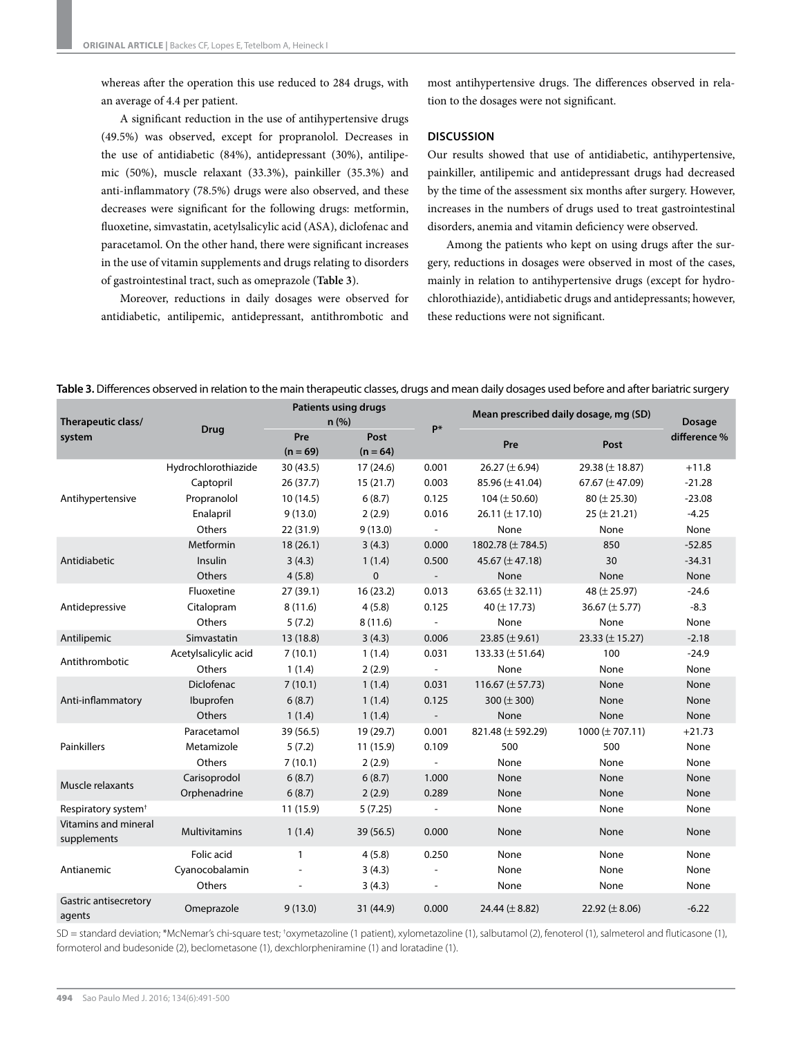whereas after the operation this use reduced to 284 drugs, with an average of 4.4 per patient.

A significant reduction in the use of antihypertensive drugs (49.5%) was observed, except for propranolol. Decreases in the use of antidiabetic (84%), antidepressant (30%), antilipemic (50%), muscle relaxant (33.3%), painkiller (35.3%) and anti-inflammatory (78.5%) drugs were also observed, and these decreases were significant for the following drugs: metformin, fluoxetine, simvastatin, acetylsalicylic acid (ASA), diclofenac and paracetamol. On the other hand, there were significant increases in the use of vitamin supplements and drugs relating to disorders of gastrointestinal tract, such as omeprazole (**Table 3**).

Moreover, reductions in daily dosages were observed for antidiabetic, antilipemic, antidepressant, antithrombotic and most antihypertensive drugs. The differences observed in relation to the dosages were not significant.

## DISCUSSION

Our results showed that use of antidiabetic, antihypertensive, painkiller, antilipemic and antidepressant drugs had decreased by the time of the assessment six months after surgery. However, increases in the numbers of drugs used to treat gastrointestinal disorders, anemia and vitamin deficiency were observed.

Among the patients who kept on using drugs after the surgery, reductions in dosages were observed in most of the cases, mainly in relation to antihypertensive drugs (except for hydrochlorothiazide), antidiabetic drugs and antidepressants; however, these reductions were not significant.

**Table 3.** Differences observed in relation to the main therapeutic classes, drugs and mean daily dosages used before and after bariatric surgery

| Therapeutic class/ system | Drug | Patients using drugs n (%) | | P* | Mean prescribed daily dosage, mg (SD) | | Dosage difference % |
|---|---|---|---|---|---|---|---|
| | | Pre (n = 69) | Post (n = 64) | | Pre | Post | |
| Antihypertensive | Hydrochlorothiazide | 30 (43.5) | 17 (24.6) | 0.001 | 26.27 (± 6.94) | 29.38 (± 18.87) | +11.8 |
| | Captopril | 26 (37.7) | 15 (21.7) | 0.003 | 85.96 (± 41.04) | 67.67 (± 47.09) | -21.28 |
| | Propranolol | 10 (14.5) | 6 (8.7) | 0.125 | 104 (± 50.60) | 80 (± 25.30) | -23.08 |
| | Enalapril | 9 (13.0) | 2 (2.9) | 0.016 | 26.11 (± 17.10) | 25 (± 21.21) | -4.25 |
| | Others | 22 (31.9) | 9 (13.0) | - | None | None | None |
| Antidiabetic | Metformin | 18 (26.1) | 3 (4.3) | 0.000 | 1802.78 (± 784.5) | 850 | -52.85 |
| | Insulin | 3 (4.3) | 1 (1.4) | 0.500 | 45.67 (± 47.18) | 30 | -34.31 |
| | Others | 4 (5.8) | 0 | - | None | None | None |
| Antidepressive | Fluoxetine | 27 (39.1) | 16 (23.2) | 0.013 | 63.65 (± 32.11) | 48 (± 25.97) | -24.6 |
| | Citalopram | 8 (11.6) | 4 (5.8) | 0.125 | 40 (± 17.73) | 36.67 (± 5.77) | -8.3 |
| | Others | 5 (7.2) | 8 (11.6) | - | None | None | None |
| Antilipemic | Simvastatin | 13 (18.8) | 3 (4.3) | 0.006 | 23.85 (± 9.61) | 23.33 (± 15.27) | -2.18 |
| Antithrombotic | Acetylsalicylic acid | 7 (10.1) | 1 (1.4) | 0.031 | 133.33 (± 51.64) | 100 | -24.9 |
| | Others | 1 (1.4) | 2 (2.9) | - | None | None | None |
| Anti-inflammatory | Diclofenac | 7 (10.1) | 1 (1.4) | 0.031 | 116.67 (± 57.73) | None | None |
| | Ibuprofen | 6 (8.7) | 1 (1.4) | 0.125 | 300 (± 300) | None | None |
| | Others | 1 (1.4) | 1 (1.4) | - | None | None | None |
| Painkillers | Paracetamol | 39 (56.5) | 19 (29.7) | 0.001 | 821.48 (± 592.29) | 1000 (± 707.11) | +21.73 |
| | Metamizole | 5 (7.2) | 11 (15.9) | 0.109 | 500 | 500 | None |
| | Others | 7 (10.1) | 2 (2.9) | - | None | None | None |
| Muscle relaxants | Carisoprodol | 6 (8.7) | 6 (8.7) | 1.000 | None | None | None |
| | Orphenadrine | 6 (8.7) | 2 (2.9) | 0.289 | None | None | None |
| Respiratory system† | | 11 (15.9) | 5 (7.25) | - | None | None | None |
| Vitamins and mineral supplements | Multivitamins | 1 (1.4) | 39 (56.5) | 0.000 | None | None | None |
| Antianemic | Folic acid | 1 | 4 (5.8) | 0.250 | None | None | None |
| | Cyanocobalamin | - | 3 (4.3) | - | None | None | None |
| | Others | - | 3 (4.3) | - | None | None | None |
| Gastric antisecretory agents | Omeprazole | 9 (13.0) | 31 (44.9) | 0.000 | 24.44 (± 8.82) | 22.92 (± 8.06) | -6.22 |

SD = standard deviation; *McNemar's chi-square test; †oxymetazoline (1 patient), xylometazoline (1), salbutamol (2), fenoterol (1), salmeterol and fluticasone (1), formoterol and budesonide (2), beclometasone (1), dexchlorpheniramine (1) and loratadine (1).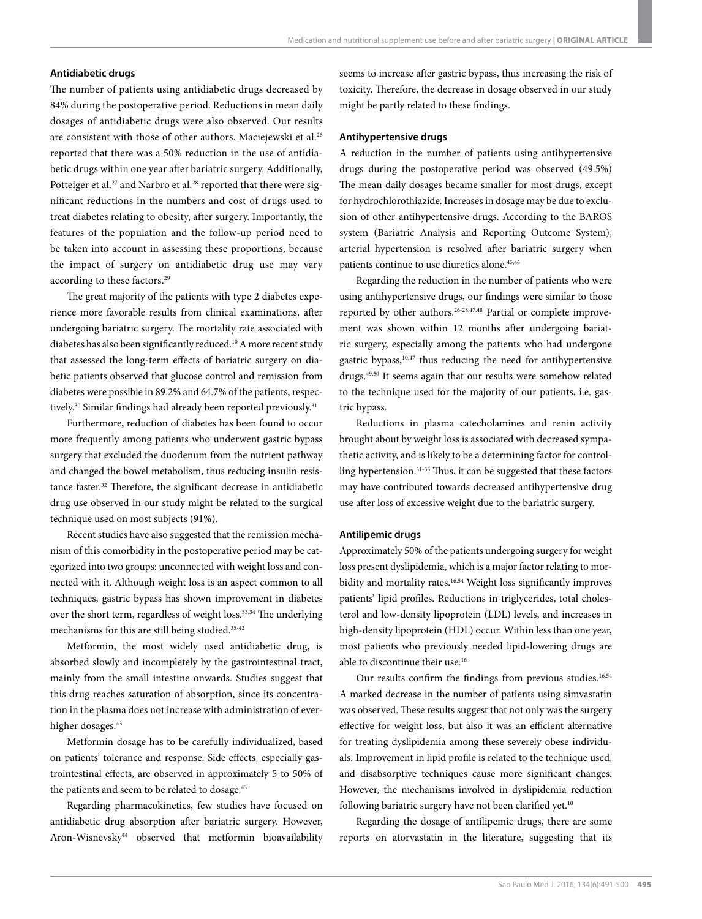### Antidiabetic drugs

The number of patients using antidiabetic drugs decreased by 84% during the postoperative period. Reductions in mean daily dosages of antidiabetic drugs were also observed. Our results are consistent with those of other authors. Maciejewski et al.[26] reported that there was a 50% reduction in the use of antidiabetic drugs within one year after bariatric surgery. Additionally, Potteiger et al.[27] and Narbro et al.[28] reported that there were significant reductions in the numbers and cost of drugs used to treat diabetes relating to obesity, after surgery. Importantly, the features of the population and the follow-up period need to be taken into account in assessing these proportions, because the impact of surgery on antidiabetic drug use may vary according to these factors.[29]

The great majority of the patients with type 2 diabetes experience more favorable results from clinical examinations, after undergoing bariatric surgery. The mortality rate associated with diabetes has also been significantly reduced.[10] A more recent study that assessed the long-term effects of bariatric surgery on diabetic patients observed that glucose control and remission from diabetes were possible in 89.2% and 64.7% of the patients, respectively.[30] Similar findings had already been reported previously.[31]

Furthermore, reduction of diabetes has been found to occur more frequently among patients who underwent gastric bypass surgery that excluded the duodenum from the nutrient pathway and changed the bowel metabolism, thus reducing insulin resistance faster.[32] Therefore, the significant decrease in antidiabetic drug use observed in our study might be related to the surgical technique used on most subjects (91%).

Recent studies have also suggested that the remission mechanism of this comorbidity in the postoperative period may be categorized into two groups: unconnected with weight loss and connected with it. Although weight loss is an aspect common to all techniques, gastric bypass has shown improvement in diabetes over the short term, regardless of weight loss.[33,34] The underlying mechanisms for this are still being studied.[35-42]

Metformin, the most widely used antidiabetic drug, is absorbed slowly and incompletely by the gastrointestinal tract, mainly from the small intestine onwards. Studies suggest that this drug reaches saturation of absorption, since its concentration in the plasma does not increase with administration of ever-higher dosages.[43]

Metformin dosage has to be carefully individualized, based on patients' tolerance and response. Side effects, especially gastrointestinal effects, are observed in approximately 5 to 50% of the patients and seem to be related to dosage.[43]

Regarding pharmacokinetics, few studies have focused on antidiabetic drug absorption after bariatric surgery. However, Aron-Wisnevsky[44] observed that metformin bioavailability seems to increase after gastric bypass, thus increasing the risk of toxicity. Therefore, the decrease in dosage observed in our study might be partly related to these findings.

### Antihypertensive drugs

A reduction in the number of patients using antihypertensive drugs during the postoperative period was observed (49.5%) The mean daily dosages became smaller for most drugs, except for hydrochlorothiazide. Increases in dosage may be due to exclusion of other antihypertensive drugs. According to the BAROS system (Bariatric Analysis and Reporting Outcome System), arterial hypertension is resolved after bariatric surgery when patients continue to use diuretics alone.[45,46]

Regarding the reduction in the number of patients who were using antihypertensive drugs, our findings were similar to those reported by other authors.[26-28,47,48] Partial or complete improvement was shown within 12 months after undergoing bariatric surgery, especially among the patients who had undergone gastric bypass,[10,47] thus reducing the need for antihypertensive drugs.[49,50] It seems again that our results were somehow related to the technique used for the majority of our patients, i.e. gastric bypass.

Reductions in plasma catecholamines and renin activity brought about by weight loss is associated with decreased sympathetic activity, and is likely to be a determining factor for controlling hypertension.[51-53] Thus, it can be suggested that these factors may have contributed towards decreased antihypertensive drug use after loss of excessive weight due to the bariatric surgery.

### Antilipemic drugs

Approximately 50% of the patients undergoing surgery for weight loss present dyslipidemia, which is a major factor relating to morbidity and mortality rates.[16,54] Weight loss significantly improves patients' lipid profiles. Reductions in triglycerides, total cholesterol and low-density lipoprotein (LDL) levels, and increases in high-density lipoprotein (HDL) occur. Within less than one year, most patients who previously needed lipid-lowering drugs are able to discontinue their use.[16]

Our results confirm the findings from previous studies.[16,54] A marked decrease in the number of patients using simvastatin was observed. These results suggest that not only was the surgery effective for weight loss, but also it was an efficient alternative for treating dyslipidemia among these severely obese individuals. Improvement in lipid profile is related to the technique used, and disabsorptive techniques cause more significant changes. However, the mechanisms involved in dyslipidemia reduction following bariatric surgery have not been clarified yet.[10]

Regarding the dosage of antilipemic drugs, there are some reports on atorvastatin in the literature, suggesting that its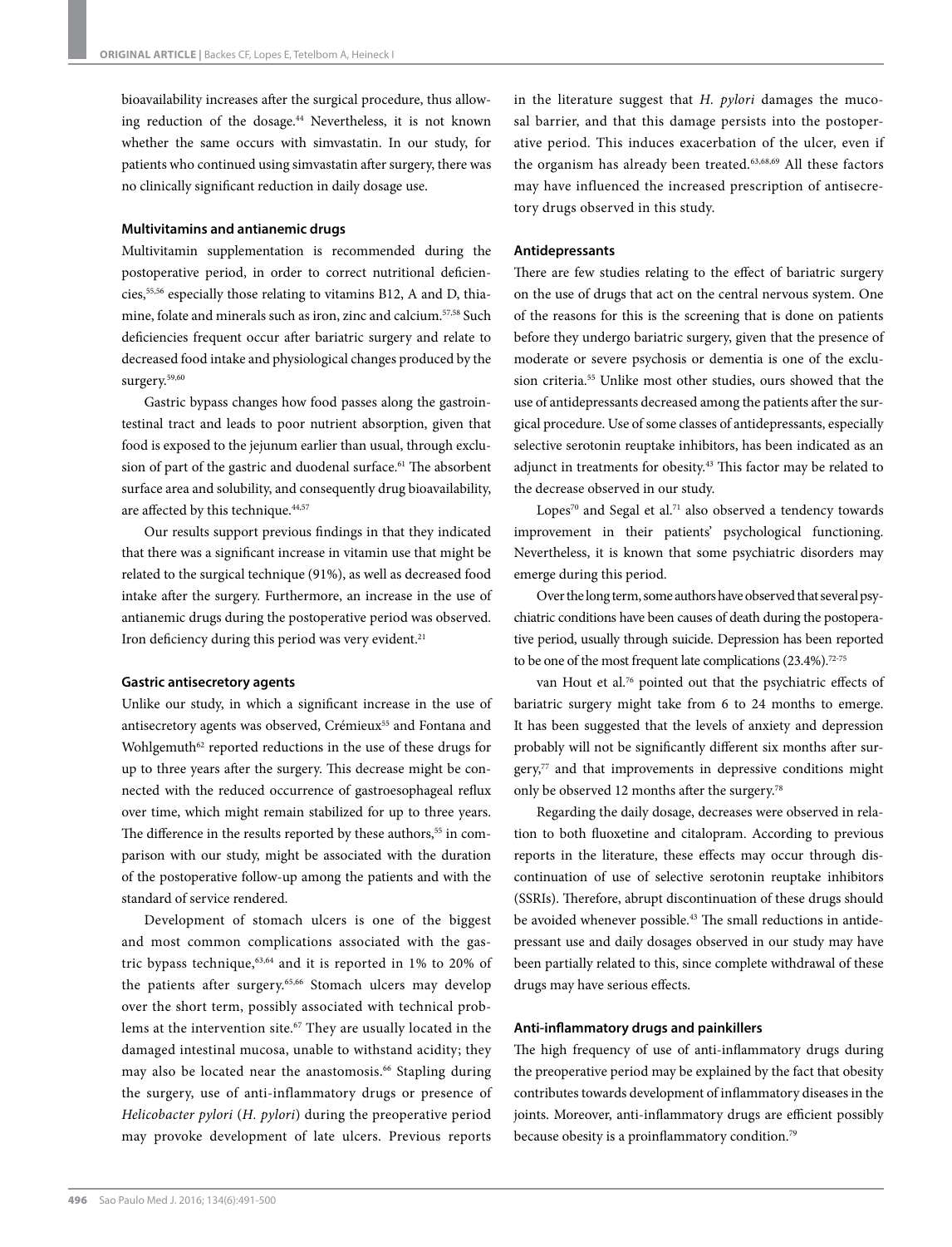bioavailability increases after the surgical procedure, thus allowing reduction of the dosage.[44] Nevertheless, it is not known whether the same occurs with simvastatin. In our study, for patients who continued using simvastatin after surgery, there was no clinically significant reduction in daily dosage use.

### Multivitamins and antianemic drugs

Multivitamin supplementation is recommended during the postoperative period, in order to correct nutritional deficiencies,[55,56] especially those relating to vitamins B12, A and D, thiamine, folate and minerals such as iron, zinc and calcium.[57,58] Such deficiencies frequent occur after bariatric surgery and relate to decreased food intake and physiological changes produced by the surgery.[59,60]

Gastric bypass changes how food passes along the gastrointestinal tract and leads to poor nutrient absorption, given that food is exposed to the jejunum earlier than usual, through exclusion of part of the gastric and duodenal surface.[61] The absorbent surface area and solubility, and consequently drug bioavailability, are affected by this technique.[44,57]

Our results support previous findings in that they indicated that there was a significant increase in vitamin use that might be related to the surgical technique (91%), as well as decreased food intake after the surgery. Furthermore, an increase in the use of antianemic drugs during the postoperative period was observed. Iron deficiency during this period was very evident.[21]

### Gastric antisecretory agents

Unlike our study, in which a significant increase in the use of antisecretory agents was observed, Crémieux[55] and Fontana and Wohlgemuth[62] reported reductions in the use of these drugs for up to three years after the surgery. This decrease might be connected with the reduced occurrence of gastroesophageal reflux over time, which might remain stabilized for up to three years. The difference in the results reported by these authors,[55] in comparison with our study, might be associated with the duration of the postoperative follow-up among the patients and with the standard of service rendered.

Development of stomach ulcers is one of the biggest and most common complications associated with the gastric bypass technique,[63,64] and it is reported in 1% to 20% of the patients after surgery.[65,66] Stomach ulcers may develop over the short term, possibly associated with technical problems at the intervention site.[67] They are usually located in the damaged intestinal mucosa, unable to withstand acidity; they may also be located near the anastomosis.[66] Stapling during the surgery, use of anti-inflammatory drugs or presence of *Helicobacter pylori* (*H. pylori*) during the preoperative period may provoke development of late ulcers. Previous reports in the literature suggest that *H. pylori* damages the mucosal barrier, and that this damage persists into the postoperative period. This induces exacerbation of the ulcer, even if the organism has already been treated.[63,68,69] All these factors may have influenced the increased prescription of antisecretory drugs observed in this study.

### Antidepressants

There are few studies relating to the effect of bariatric surgery on the use of drugs that act on the central nervous system. One of the reasons for this is the screening that is done on patients before they undergo bariatric surgery, given that the presence of moderate or severe psychosis or dementia is one of the exclusion criteria.[55] Unlike most other studies, ours showed that the use of antidepressants decreased among the patients after the surgical procedure. Use of some classes of antidepressants, especially selective serotonin reuptake inhibitors, has been indicated as an adjunct in treatments for obesity.[43] This factor may be related to the decrease observed in our study.

Lopes[70] and Segal et al.[71] also observed a tendency towards improvement in their patients' psychological functioning. Nevertheless, it is known that some psychiatric disorders may emerge during this period.

Over the long term, some authors have observed that several psychiatric conditions have been causes of death during the postoperative period, usually through suicide. Depression has been reported to be one of the most frequent late complications (23.4%).[72-75]

van Hout et al.[76] pointed out that the psychiatric effects of bariatric surgery might take from 6 to 24 months to emerge. It has been suggested that the levels of anxiety and depression probably will not be significantly different six months after surgery,[77] and that improvements in depressive conditions might only be observed 12 months after the surgery.[78]

Regarding the daily dosage, decreases were observed in relation to both fluoxetine and citalopram. According to previous reports in the literature, these effects may occur through discontinuation of use of selective serotonin reuptake inhibitors (SSRIs). Therefore, abrupt discontinuation of these drugs should be avoided whenever possible.[43] The small reductions in antidepressant use and daily dosages observed in our study may have been partially related to this, since complete withdrawal of these drugs may have serious effects.

### Anti-inflammatory drugs and painkillers

The high frequency of use of anti-inflammatory drugs during the preoperative period may be explained by the fact that obesity contributes towards development of inflammatory diseases in the joints. Moreover, anti-inflammatory drugs are efficient possibly because obesity is a proinflammatory condition.[79]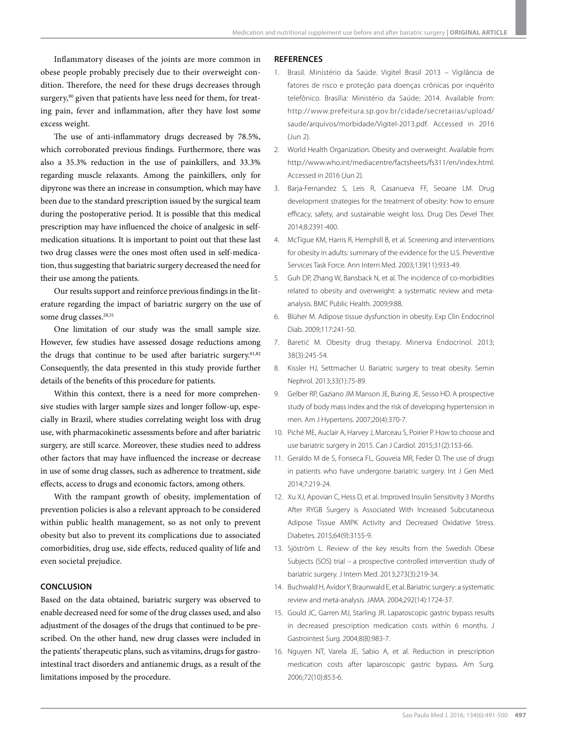Inflammatory diseases of the joints are more common in obese people probably precisely due to their overweight condition. Therefore, the need for these drugs decreases through surgery,[80] given that patients have less need for them, for treating pain, fever and inflammation, after they have lost some excess weight.

The use of anti-inflammatory drugs decreased by 78.5%, which corroborated previous findings. Furthermore, there was also a 35.3% reduction in the use of painkillers, and 33.3% regarding muscle relaxants. Among the painkillers, only for dipyrone was there an increase in consumption, which may have been due to the standard prescription issued by the surgical team during the postoperative period. It is possible that this medical prescription may have influenced the choice of analgesic in self-medication situations. It is important to point out that these last two drug classes were the ones most often used in self-medication, thus suggesting that bariatric surgery decreased the need for their use among the patients.

Our results support and reinforce previous findings in the literature regarding the impact of bariatric surgery on the use of some drug classes.[28,31]

One limitation of our study was the small sample size. However, few studies have assessed dosage reductions among the drugs that continue to be used after bariatric surgery.[81,82] Consequently, the data presented in this study provide further details of the benefits of this procedure for patients.

Within this context, there is a need for more comprehensive studies with larger sample sizes and longer follow-up, especially in Brazil, where studies correlating weight loss with drug use, with pharmacokinetic assessments before and after bariatric surgery, are still scarce. Moreover, these studies need to address other factors that may have influenced the increase or decrease in use of some drug classes, such as adherence to treatment, side effects, access to drugs and economic factors, among others.

With the rampant growth of obesity, implementation of prevention policies is also a relevant approach to be considered within public health management, so as not only to prevent obesity but also to prevent its complications due to associated comorbidities, drug use, side effects, reduced quality of life and even societal prejudice.

## CONCLUSION

Based on the data obtained, bariatric surgery was observed to enable decreased need for some of the drug classes used, and also adjustment of the dosages of the drugs that continued to be prescribed. On the other hand, new drug classes were included in the patients' therapeutic plans, such as vitamins, drugs for gastrointestinal tract disorders and antianemic drugs, as a result of the limitations imposed by the procedure.

## REFERENCES

1. Brasil. Ministério da Saúde. Vigitel Brasil 2013 – Vigilância de fatores de risco e proteção para doenças crônicas por inquérito telefônico. Brasília: Ministério da Saúde; 2014. Available from: http://www.prefeitura.sp.gov.br/cidade/secretarias/upload/saude/arquivos/morbidade/Vigitel-2013.pdf. Accessed in 2016 (Jun 2).
2. World Health Organization. Obesity and overweight. Available from: http://www.who.int/mediacentre/factsheets/fs311/en/index.html. Accessed in 2016 (Jun 2).
3. Barja-Fernandez S, Leis R, Casanueva FF, Seoane LM. Drug development strategies for the treatment of obesity: how to ensure efficacy, safety, and sustainable weight loss. Drug Des Devel Ther. 2014;8:2391-400.
4. McTigue KM, Harris R, Hemphill B, et al. Screening and interventions for obesity in adults: summary of the evidence for the U.S. Preventive Services Task Force. Ann Intern Med. 2003;139(11):933-49.
5. Guh DP, Zhang W, Bansback N, et al. The incidence of co-morbidities related to obesity and overweight: a systematic review and meta-analysis. BMC Public Health. 2009;9:88.
6. Blüher M. Adipose tissue dysfunction in obesity. Exp Clin Endocrinol Diab. 2009;117:241-50.
7. Baretić M. Obesity drug therapy. Minerva Endocrinol. 2013; 38(3):245-54.
8. Kissler HJ, Settmacher U. Bariatric surgery to treat obesity. Semin Nephrol. 2013;33(1):75-89.
9. Gelber RP, Gaziano JM Manson JE, Buring JE, Sesso HD. A prospective study of body mass index and the risk of developing hypertension in men. Am J Hypertens. 2007;20(4):370-7.
10. Piché ME, Auclair A, Harvey J, Marceau S, Poirier P. How to choose and use bariatric surgery in 2015. Can J Cardiol. 2015;31(2):153-66.
11. Geraldo M de S, Fonseca FL, Gouveia MR, Feder D. The use of drugs in patients who have undergone bariatric surgery. Int J Gen Med. 2014;7:219-24.
12. Xu XJ, Apovian C, Hess D, et al. Improved Insulin Sensitivity 3 Months After RYGB Surgery is Associated With Increased Subcutaneous Adipose Tissue AMPK Activity and Decreased Oxidative Stress. Diabetes. 2015;64(9):3155-9.
13. Sjöström L. Review of the key results from the Swedish Obese Subjects (SOS) trial – a prospective controlled intervention study of bariatric surgery. J Intern Med. 2013;273(3):219-34.
14. Buchwald H, Avidor Y, Braunwald E, et al. Bariatric surgery: a systematic review and meta-analysis. JAMA. 2004;292(14):1724-37.
15. Gould JC, Garren MJ, Starling JR. Laparoscopic gastric bypass results in decreased prescription medication costs within 6 months. J Gastrointest Surg. 2004;8(8):983-7.
16. Nguyen NT, Varela JE, Sabio A, et al. Reduction in prescription medication costs after laparoscopic gastric bypass. Am Surg. 2006;72(10):853-6.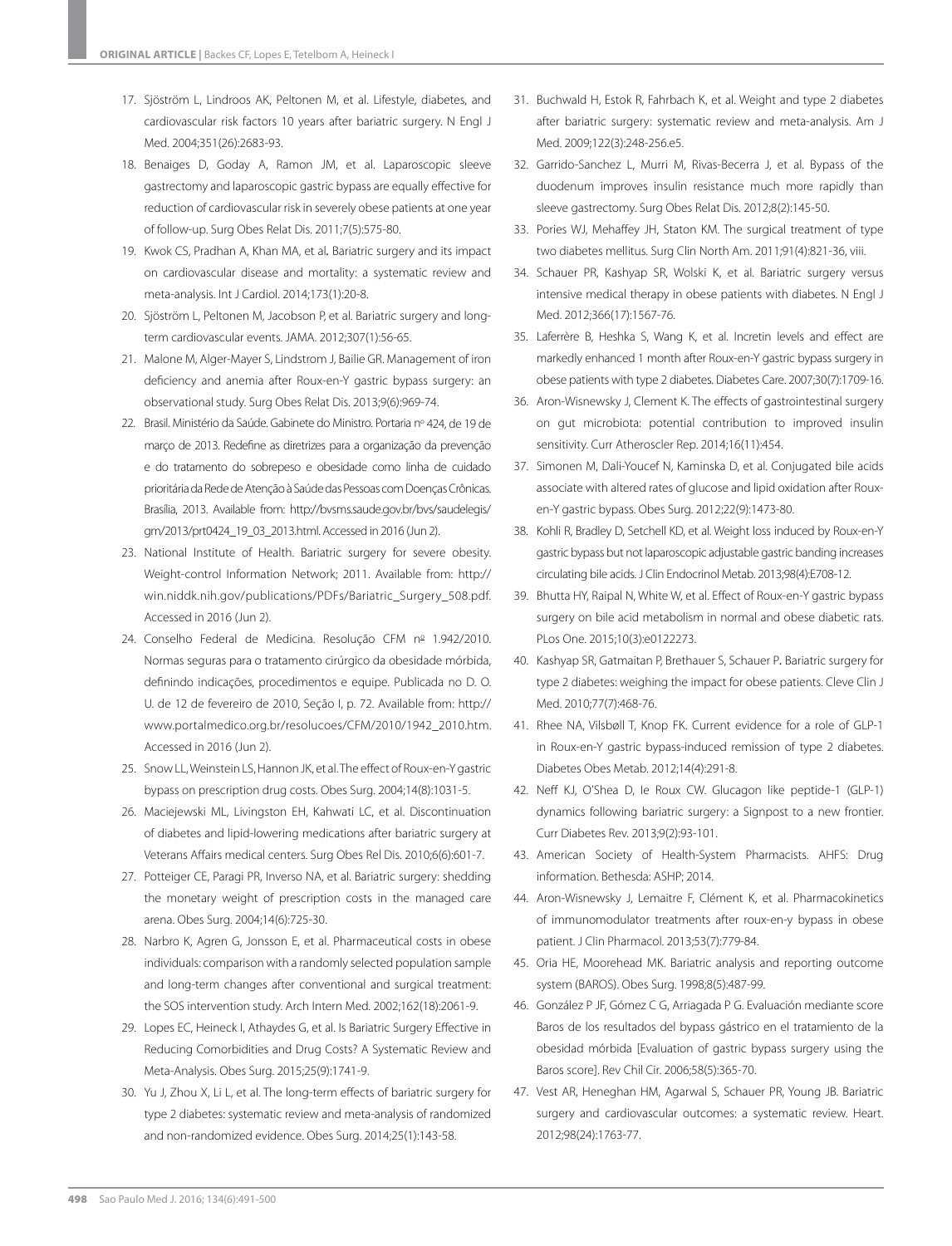17. Sjöström L, Lindroos AK, Peltonen M, et al. Lifestyle, diabetes, and cardiovascular risk factors 10 years after bariatric surgery. N Engl J Med. 2004;351(26):2683-93.
18. Benaiges D, Goday A, Ramon JM, et al. Laparoscopic sleeve gastrectomy and laparoscopic gastric bypass are equally effective for reduction of cardiovascular risk in severely obese patients at one year of follow-up. Surg Obes Relat Dis. 2011;7(5):575-80.
19. Kwok CS, Pradhan A, Khan MA, et al. Bariatric surgery and its impact on cardiovascular disease and mortality: a systematic review and meta-analysis. Int J Cardiol. 2014;173(1):20-8.
20. Sjöström L, Peltonen M, Jacobson P, et al. Bariatric surgery and long-term cardiovascular events. JAMA. 2012;307(1):56-65.
21. Malone M, Alger-Mayer S, Lindstrom J, Bailie GR. Management of iron deficiency and anemia after Roux-en-Y gastric bypass surgery: an observational study. Surg Obes Relat Dis. 2013;9(6):969-74.
22. Brasil. Ministério da Saúde. Gabinete do Ministro. Portaria nº 424, de 19 de março de 2013. Redefine as diretrizes para a organização da prevenção e do tratamento do sobrepeso e obesidade como linha de cuidado prioritária da Rede de Atenção à Saúde das Pessoas com Doenças Crônicas. Brasília, 2013. Available from: http://bvsms.saude.gov.br/bvs/saudelegis/gm/2013/prt0424_19_03_2013.html. Accessed in 2016 (Jun 2).
23. National Institute of Health. Bariatric surgery for severe obesity. Weight-control Information Network; 2011. Available from: http://win.niddk.nih.gov/publications/PDFs/Bariatric_Surgery_508.pdf. Accessed in 2016 (Jun 2).
24. Conselho Federal de Medicina. Resolução CFM nº 1.942/2010. Normas seguras para o tratamento cirúrgico da obesidade mórbida, definindo indicações, procedimentos e equipe. Publicada no D. O. U. de 12 de fevereiro de 2010, Seção I, p. 72. Available from: http://www.portalmedico.org.br/resolucoes/CFM/2010/1942_2010.htm. Accessed in 2016 (Jun 2).
25. Snow LL, Weinstein LS, Hannon JK, et al. The effect of Roux-en-Y gastric bypass on prescription drug costs. Obes Surg. 2004;14(8):1031-5.
26. Maciejewski ML, Livingston EH, Kahwati LC, et al. Discontinuation of diabetes and lipid-lowering medications after bariatric surgery at Veterans Affairs medical centers. Surg Obes Rel Dis. 2010;6(6):601-7.
27. Potteiger CE, Paragi PR, Inverso NA, et al. Bariatric surgery: shedding the monetary weight of prescription costs in the managed care arena. Obes Surg. 2004;14(6):725-30.
28. Narbro K, Agren G, Jonsson E, et al. Pharmaceutical costs in obese individuals: comparison with a randomly selected population sample and long-term changes after conventional and surgical treatment: the SOS intervention study. Arch Intern Med. 2002;162(18):2061-9.
29. Lopes EC, Heineck I, Athaydes G, et al. Is Bariatric Surgery Effective in Reducing Comorbidities and Drug Costs? A Systematic Review and Meta-Analysis. Obes Surg. 2015;25(9):1741-9.
30. Yu J, Zhou X, Li L, et al. The long-term effects of bariatric surgery for type 2 diabetes: systematic review and meta-analysis of randomized and non-randomized evidence. Obes Surg. 2014;25(1):143-58.
31. Buchwald H, Estok R, Fahrbach K, et al. Weight and type 2 diabetes after bariatric surgery: systematic review and meta-analysis. Am J Med. 2009;122(3):248-256.e5.
32. Garrido-Sanchez L, Murri M, Rivas-Becerra J, et al. Bypass of the duodenum improves insulin resistance much more rapidly than sleeve gastrectomy. Surg Obes Relat Dis. 2012;8(2):145-50.
33. Pories WJ, Mehaffey JH, Staton KM. The surgical treatment of type two diabetes mellitus. Surg Clin North Am. 2011;91(4):821-36, viii.
34. Schauer PR, Kashyap SR, Wolski K, et al. Bariatric surgery versus intensive medical therapy in obese patients with diabetes. N Engl J Med. 2012;366(17):1567-76.
35. Laferrère B, Heshka S, Wang K, et al. Incretin levels and effect are markedly enhanced 1 month after Roux-en-Y gastric bypass surgery in obese patients with type 2 diabetes. Diabetes Care. 2007;30(7):1709-16.
36. Aron-Wisnewsky J, Clement K. The effects of gastrointestinal surgery on gut microbiota: potential contribution to improved insulin sensitivity. Curr Atheroscler Rep. 2014;16(11):454.
37. Simonen M, Dali-Youcef N, Kaminska D, et al. Conjugated bile acids associate with altered rates of glucose and lipid oxidation after Roux-en-Y gastric bypass. Obes Surg. 2012;22(9):1473-80.
38. Kohli R, Bradley D, Setchell KD, et al. Weight loss induced by Roux-en-Y gastric bypass but not laparoscopic adjustable gastric banding increases circulating bile acids. J Clin Endocrinol Metab. 2013;98(4):E708-12.
39. Bhutta HY, Raipal N, White W, et al. Effect of Roux-en-Y gastric bypass surgery on bile acid metabolism in normal and obese diabetic rats. PLos One. 2015;10(3):e0122273.
40. Kashyap SR, Gatmaitan P, Brethauer S, Schauer P. Bariatric surgery for type 2 diabetes: weighing the impact for obese patients. Cleve Clin J Med. 2010;77(7):468-76.
41. Rhee NA, Vilsbøll T, Knop FK. Current evidence for a role of GLP-1 in Roux-en-Y gastric bypass-induced remission of type 2 diabetes. Diabetes Obes Metab. 2012;14(4):291-8.
42. Neff KJ, O'Shea D, le Roux CW. Glucagon like peptide-1 (GLP-1) dynamics following bariatric surgery: a Signpost to a new frontier. Curr Diabetes Rev. 2013;9(2):93-101.
43. American Society of Health-System Pharmacists. AHFS: Drug information. Bethesda: ASHP; 2014.
44. Aron-Wisnewsky J, Lemaitre F, Clément K, et al. Pharmacokinetics of immunomodulator treatments after roux-en-y bypass in obese patient. J Clin Pharmacol. 2013;53(7):779-84.
45. Oria HE, Moorehead MK. Bariatric analysis and reporting outcome system (BAROS). Obes Surg. 1998;8(5):487-99.
46. González P JF, Gómez C G, Arriagada P G. Evaluación mediante score Baros de los resultados del bypass gástrico en el tratamiento de la obesidad mórbida [Evaluation of gastric bypass surgery using the Baros score]. Rev Chil Cir. 2006;58(5):365-70.
47. Vest AR, Heneghan HM, Agarwal S, Schauer PR, Young JB. Bariatric surgery and cardiovascular outcomes: a systematic review. Heart. 2012;98(24):1763-77.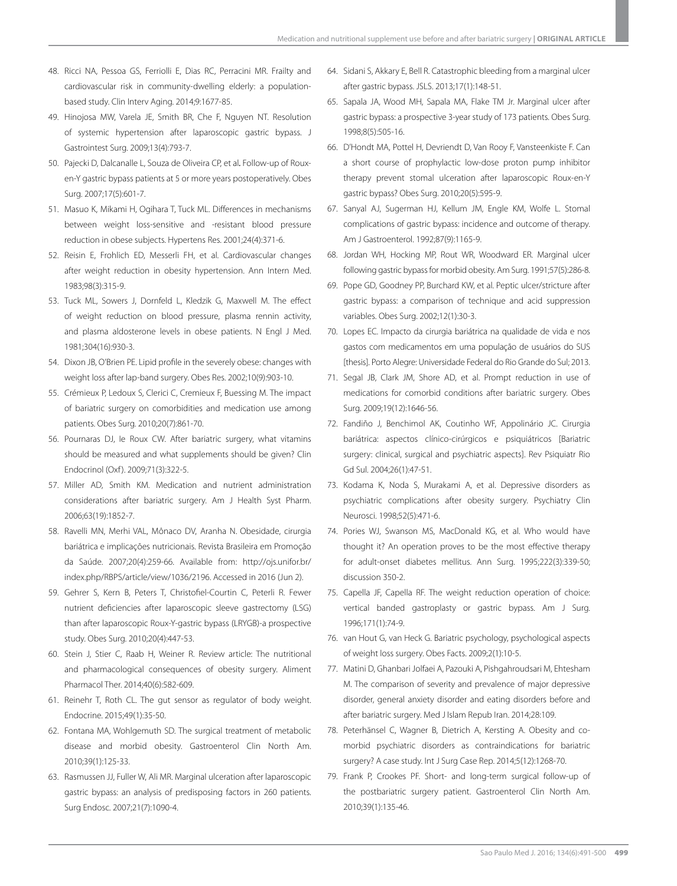48. Ricci NA, Pessoa GS, Ferriolli E, Dias RC, Perracini MR. Frailty and cardiovascular risk in community-dwelling elderly: a population-based study. Clin Interv Aging. 2014;9:1677-85.
49. Hinojosa MW, Varela JE, Smith BR, Che F, Nguyen NT. Resolution of systemic hypertension after laparoscopic gastric bypass. J Gastrointest Surg. 2009;13(4):793-7.
50. Pajecki D, Dalcanalle L, Souza de Oliveira CP, et al. Follow-up of Roux-en-Y gastric bypass patients at 5 or more years postoperatively. Obes Surg. 2007;17(5):601-7.
51. Masuo K, Mikami H, Ogihara T, Tuck ML. Differences in mechanisms between weight loss-sensitive and -resistant blood pressure reduction in obese subjects. Hypertens Res. 2001;24(4):371-6.
52. Reisin E, Frohlich ED, Messerli FH, et al. Cardiovascular changes after weight reduction in obesity hypertension. Ann Intern Med. 1983;98(3):315-9.
53. Tuck ML, Sowers J, Dornfeld L, Kledzik G, Maxwell M. The effect of weight reduction on blood pressure, plasma rennin activity, and plasma aldosterone levels in obese patients. N Engl J Med. 1981;304(16):930-3.
54. Dixon JB, O'Brien PE. Lipid profile in the severely obese: changes with weight loss after lap-band surgery. Obes Res. 2002;10(9):903-10.
55. Crémieux P, Ledoux S, Clerici C, Cremieux F, Buessing M. The impact of bariatric surgery on comorbidities and medication use among patients. Obes Surg. 2010;20(7):861-70.
56. Pournaras DJ, le Roux CW. After bariatric surgery, what vitamins should be measured and what supplements should be given? Clin Endocrinol (Oxf). 2009;71(3):322-5.
57. Miller AD, Smith KM. Medication and nutrient administration considerations after bariatric surgery. Am J Health Syst Pharm. 2006;63(19):1852-7.
58. Ravelli MN, Merhi VAL, Mônaco DV, Aranha N. Obesidade, cirurgia bariátrica e implicações nutricionais. Revista Brasileira em Promoção da Saúde. 2007;20(4):259-66. Available from: http://ojs.unifor.br/index.php/RBPS/article/view/1036/2196. Accessed in 2016 (Jun 2).
59. Gehrer S, Kern B, Peters T, Christofiel-Courtin C, Peterli R. Fewer nutrient deficiencies after laparoscopic sleeve gastrectomy (LSG) than after laparoscopic Roux-Y-gastric bypass (LRYGB)-a prospective study. Obes Surg. 2010;20(4):447-53.
60. Stein J, Stier C, Raab H, Weiner R. Review article: The nutritional and pharmacological consequences of obesity surgery. Aliment Pharmacol Ther. 2014;40(6):582-609.
61. Reinehr T, Roth CL. The gut sensor as regulator of body weight. Endocrine. 2015;49(1):35-50.
62. Fontana MA, Wohlgemuth SD. The surgical treatment of metabolic disease and morbid obesity. Gastroenterol Clin North Am. 2010;39(1):125-33.
63. Rasmussen JJ, Fuller W, Ali MR. Marginal ulceration after laparoscopic gastric bypass: an analysis of predisposing factors in 260 patients. Surg Endosc. 2007;21(7):1090-4.
64. Sidani S, Akkary E, Bell R. Catastrophic bleeding from a marginal ulcer after gastric bypass. JSLS. 2013;17(1):148-51.
65. Sapala JA, Wood MH, Sapala MA, Flake TM Jr. Marginal ulcer after gastric bypass: a prospective 3-year study of 173 patients. Obes Surg. 1998;8(5):505-16.
66. D'Hondt MA, Pottel H, Devriendt D, Van Rooy F, Vansteenkiste F. Can a short course of prophylactic low-dose proton pump inhibitor therapy prevent stomal ulceration after laparoscopic Roux-en-Y gastric bypass? Obes Surg. 2010;20(5):595-9.
67. Sanyal AJ, Sugerman HJ, Kellum JM, Engle KM, Wolfe L. Stomal complications of gastric bypass: incidence and outcome of therapy. Am J Gastroenterol. 1992;87(9):1165-9.
68. Jordan WH, Hocking MP, Rout WR, Woodward ER. Marginal ulcer following gastric bypass for morbid obesity. Am Surg. 1991;57(5):286-8.
69. Pope GD, Goodney PP, Burchard KW, et al. Peptic ulcer/stricture after gastric bypass: a comparison of technique and acid suppression variables. Obes Surg. 2002;12(1):30-3.
70. Lopes EC. Impacto da cirurgia bariátrica na qualidade de vida e nos gastos com medicamentos em uma população de usuários do SUS [thesis]. Porto Alegre: Universidade Federal do Rio Grande do Sul; 2013.
71. Segal JB, Clark JM, Shore AD, et al. Prompt reduction in use of medications for comorbid conditions after bariatric surgery. Obes Surg. 2009;19(12):1646-56.
72. Fandiño J, Benchimol AK, Coutinho WF, Appolinário JC. Cirurgia bariátrica: aspectos clínico-cirúrgicos e psiquiátricos [Bariatric surgery: clinical, surgical and psychiatric aspects]. Rev Psiquiatr Rio Gd Sul. 2004;26(1):47-51.
73. Kodama K, Noda S, Murakami A, et al. Depressive disorders as psychiatric complications after obesity surgery. Psychiatry Clin Neurosci. 1998;52(5):471-6.
74. Pories WJ, Swanson MS, MacDonald KG, et al. Who would have thought it? An operation proves to be the most effective therapy for adult-onset diabetes mellitus. Ann Surg. 1995;222(3):339-50; discussion 350-2.
75. Capella JF, Capella RF. The weight reduction operation of choice: vertical banded gastroplasty or gastric bypass. Am J Surg. 1996;171(1):74-9.
76. van Hout G, van Heck G. Bariatric psychology, psychological aspects of weight loss surgery. Obes Facts. 2009;2(1):10-5.
77. Matini D, Ghanbari Jolfaei A, Pazouki A, Pishgahroudsari M, Ehtesham M. The comparison of severity and prevalence of major depressive disorder, general anxiety disorder and eating disorders before and after bariatric surgery. Med J Islam Repub Iran. 2014;28:109.
78. Peterhänsel C, Wagner B, Dietrich A, Kersting A. Obesity and co-morbid psychiatric disorders as contraindications for bariatric surgery? A case study. Int J Surg Case Rep. 2014;5(12):1268-70.
79. Frank P, Crookes PF. Short- and long-term surgical follow-up of the postbariatric surgery patient. Gastroenterol Clin North Am. 2010;39(1):135-46.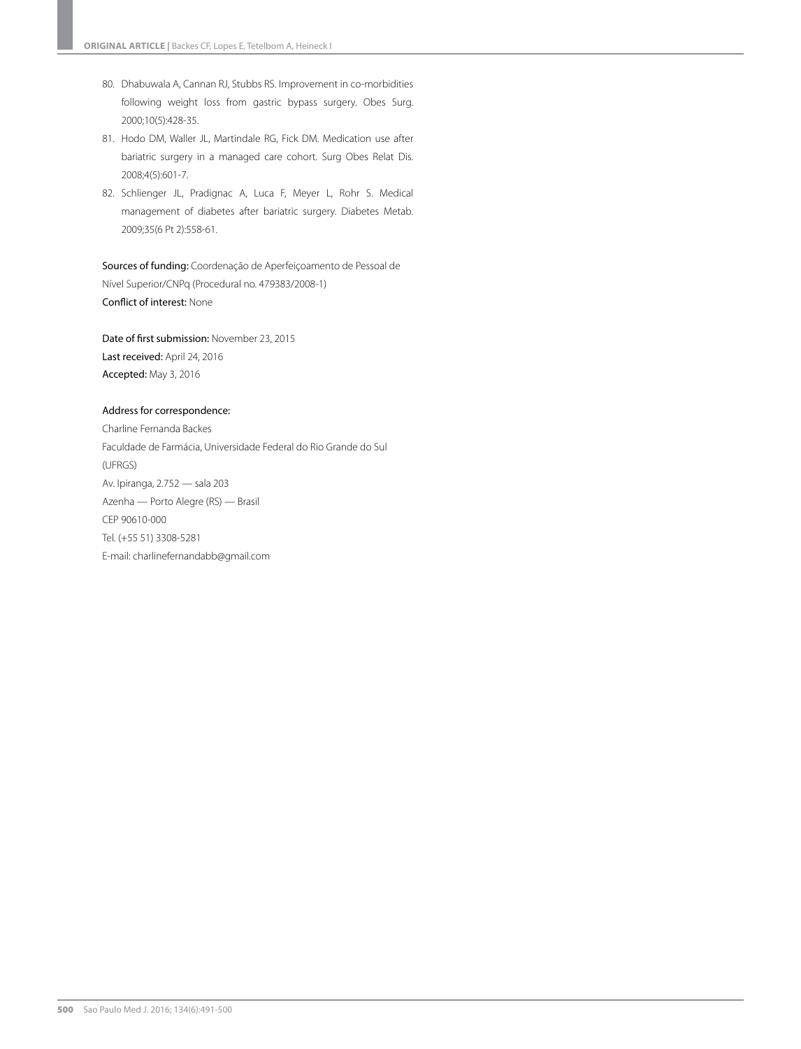80. Dhabuwala A, Cannan RJ, Stubbs RS. Improvement in co-morbidities following weight loss from gastric bypass surgery. Obes Surg. 2000;10(5):428-35.
81. Hodo DM, Waller JL, Martindale RG, Fick DM. Medication use after bariatric surgery in a managed care cohort. Surg Obes Relat Dis. 2008;4(5):601-7.
82. Schlienger JL, Pradignac A, Luca F, Meyer L, Rohr S. Medical management of diabetes after bariatric surgery. Diabetes Metab. 2009;35(6 Pt 2):558-61.

**Sources of funding:** Coordenação de Aperfeiçoamento de Pessoal de Nível Superior/CNPq (Procedural no. 479383/2008-1)
**Conflict of interest:** None

**Date of first submission:** November 23, 2015
**Last received:** April 24, 2016
**Accepted:** May 3, 2016

**Address for correspondence:**
Charline Fernanda Backes
Faculdade de Farmácia, Universidade Federal do Rio Grande do Sul (UFRGS)
Av. Ipiranga, 2.752 — sala 203
Azenha — Porto Alegre (RS) — Brasil
CEP 90610-000
Tel. (+55 51) 3308-5281
E-mail: charlinefernandabb@gmail.com